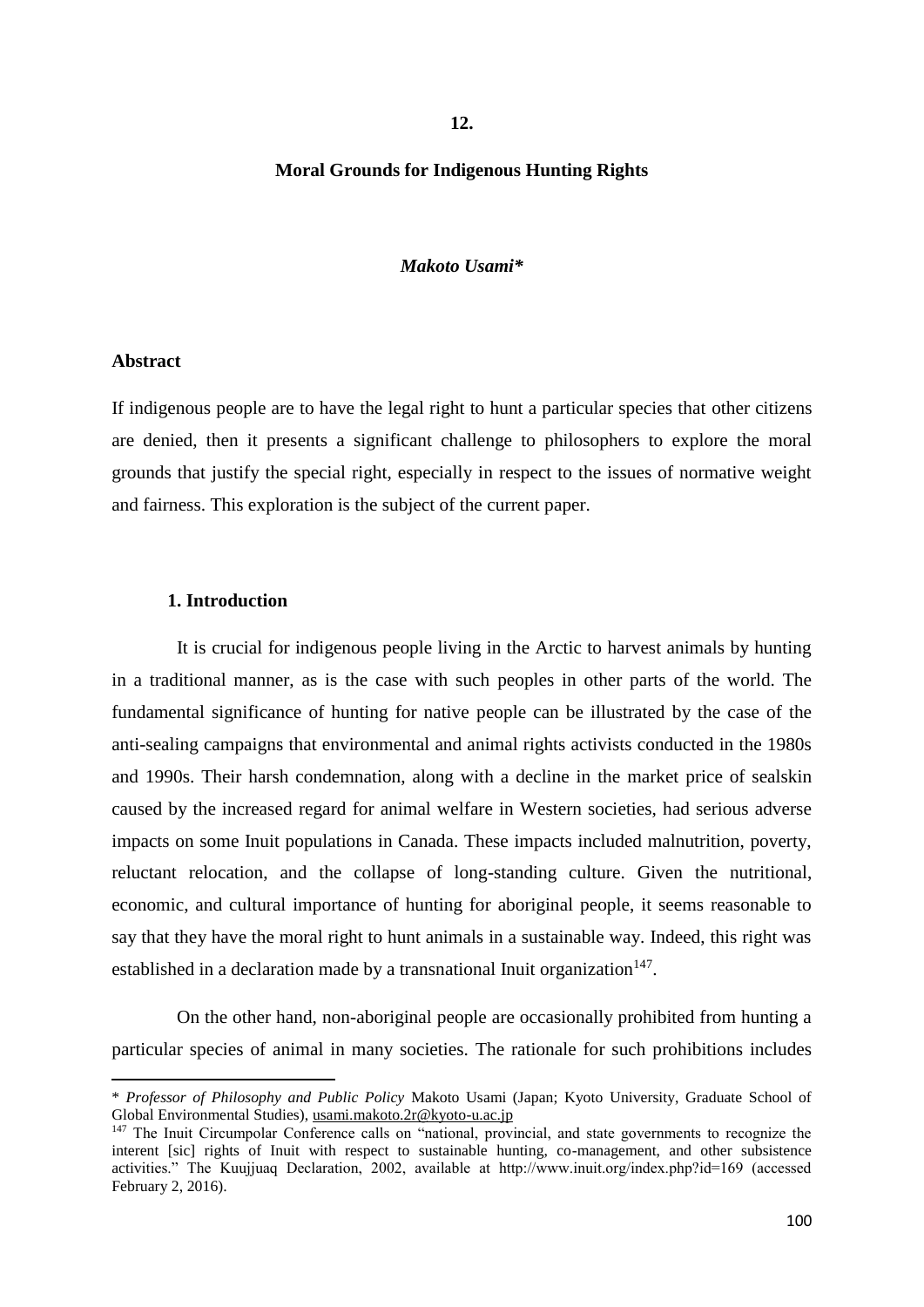## 12.

# Moral Grounds for Indigenous Hunting Rights

***Makoto Usami****

## Abstract

If indigenous people are to have the legal right to hunt a particular species that other citizens are denied, then it presents a significant challenge to philosophers to explore the moral grounds that justify the special right, especially in respect to the issues of normative weight and fairness. This exploration is the subject of the current paper.

## 1. Introduction

It is crucial for indigenous people living in the Arctic to harvest animals by hunting in a traditional manner, as is the case with such peoples in other parts of the world. The fundamental significance of hunting for native people can be illustrated by the case of the anti-sealing campaigns that environmental and animal rights activists conducted in the 1980s and 1990s. Their harsh condemnation, along with a decline in the market price of sealskin caused by the increased regard for animal welfare in Western societies, had serious adverse impacts on some Inuit populations in Canada. These impacts included malnutrition, poverty, reluctant relocation, and the collapse of long-standing culture. Given the nutritional, economic, and cultural importance of hunting for aboriginal people, it seems reasonable to say that they have the moral right to hunt animals in a sustainable way. Indeed, this right was established in a declaration made by a transnational Inuit organization[147].

On the other hand, non-aboriginal people are occasionally prohibited from hunting a particular species of animal in many societies. The rationale for such prohibitions includes

---

\* *Professor of Philosophy and Public Policy* Makoto Usami (Japan; Kyoto University, Graduate School of Global Environmental Studies), usami.makoto.2r@kyoto-u.ac.jp

[147] The Inuit Circumpolar Conference calls on "national, provincial, and state governments to recognize the interent [sic] rights of Inuit with respect to sustainable hunting, co-management, and other subsistence activities." The Kuujjuaq Declaration, 2002, available at http://www.inuit.org/index.php?id=169 (accessed February 2, 2016).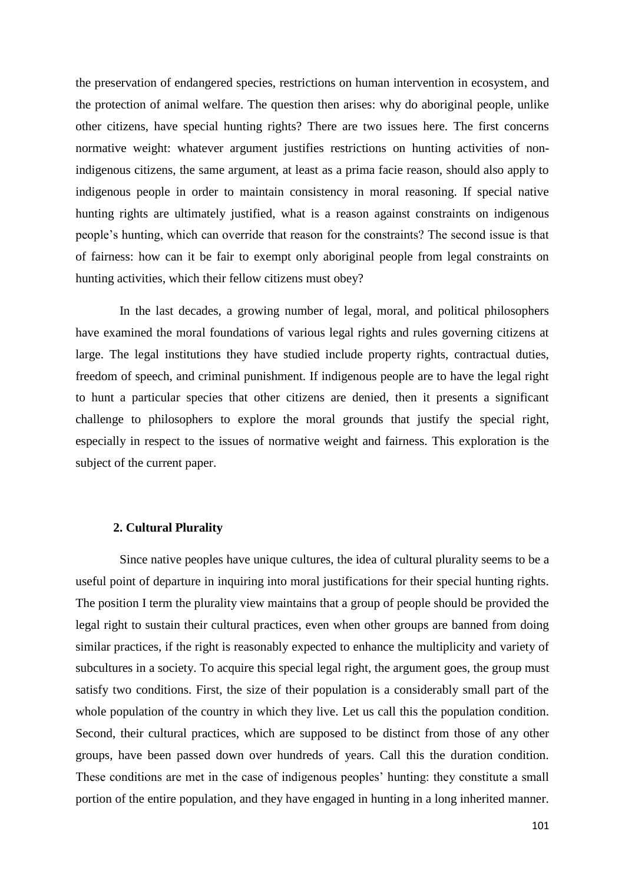the preservation of endangered species, restrictions on human intervention in ecosystem, and the protection of animal welfare. The question then arises: why do aboriginal people, unlike other citizens, have special hunting rights? There are two issues here. The first concerns normative weight: whatever argument justifies restrictions on hunting activities of non-indigenous citizens, the same argument, at least as a prima facie reason, should also apply to indigenous people in order to maintain consistency in moral reasoning. If special native hunting rights are ultimately justified, what is a reason against constraints on indigenous people's hunting, which can override that reason for the constraints? The second issue is that of fairness: how can it be fair to exempt only aboriginal people from legal constraints on hunting activities, which their fellow citizens must obey?

In the last decades, a growing number of legal, moral, and political philosophers have examined the moral foundations of various legal rights and rules governing citizens at large. The legal institutions they have studied include property rights, contractual duties, freedom of speech, and criminal punishment. If indigenous people are to have the legal right to hunt a particular species that other citizens are denied, then it presents a significant challenge to philosophers to explore the moral grounds that justify the special right, especially in respect to the issues of normative weight and fairness. This exploration is the subject of the current paper.

## 2. Cultural Plurality

Since native peoples have unique cultures, the idea of cultural plurality seems to be a useful point of departure in inquiring into moral justifications for their special hunting rights. The position I term the plurality view maintains that a group of people should be provided the legal right to sustain their cultural practices, even when other groups are banned from doing similar practices, if the right is reasonably expected to enhance the multiplicity and variety of subcultures in a society. To acquire this special legal right, the argument goes, the group must satisfy two conditions. First, the size of their population is a considerably small part of the whole population of the country in which they live. Let us call this the population condition. Second, their cultural practices, which are supposed to be distinct from those of any other groups, have been passed down over hundreds of years. Call this the duration condition. These conditions are met in the case of indigenous peoples' hunting: they constitute a small portion of the entire population, and they have engaged in hunting in a long inherited manner.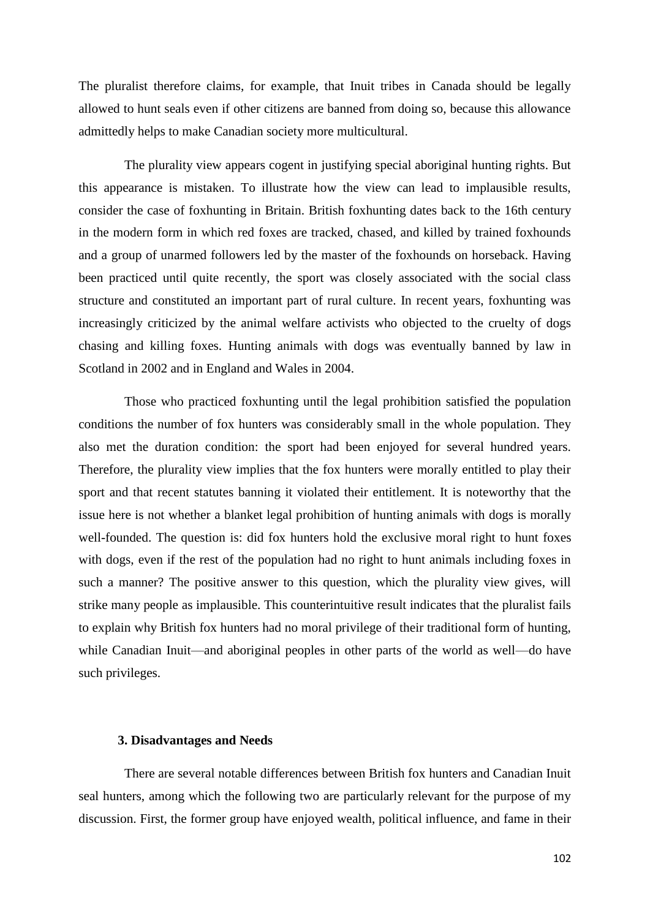The pluralist therefore claims, for example, that Inuit tribes in Canada should be legally allowed to hunt seals even if other citizens are banned from doing so, because this allowance admittedly helps to make Canadian society more multicultural.

The plurality view appears cogent in justifying special aboriginal hunting rights. But this appearance is mistaken. To illustrate how the view can lead to implausible results, consider the case of foxhunting in Britain. British foxhunting dates back to the 16th century in the modern form in which red foxes are tracked, chased, and killed by trained foxhounds and a group of unarmed followers led by the master of the foxhounds on horseback. Having been practiced until quite recently, the sport was closely associated with the social class structure and constituted an important part of rural culture. In recent years, foxhunting was increasingly criticized by the animal welfare activists who objected to the cruelty of dogs chasing and killing foxes. Hunting animals with dogs was eventually banned by law in Scotland in 2002 and in England and Wales in 2004.

Those who practiced foxhunting until the legal prohibition satisfied the population conditions the number of fox hunters was considerably small in the whole population. They also met the duration condition: the sport had been enjoyed for several hundred years. Therefore, the plurality view implies that the fox hunters were morally entitled to play their sport and that recent statutes banning it violated their entitlement. It is noteworthy that the issue here is not whether a blanket legal prohibition of hunting animals with dogs is morally well-founded. The question is: did fox hunters hold the exclusive moral right to hunt foxes with dogs, even if the rest of the population had no right to hunt animals including foxes in such a manner? The positive answer to this question, which the plurality view gives, will strike many people as implausible. This counterintuitive result indicates that the pluralist fails to explain why British fox hunters had no moral privilege of their traditional form of hunting, while Canadian Inuit—and aboriginal peoples in other parts of the world as well—do have such privileges.

## 3. Disadvantages and Needs

There are several notable differences between British fox hunters and Canadian Inuit seal hunters, among which the following two are particularly relevant for the purpose of my discussion. First, the former group have enjoyed wealth, political influence, and fame in their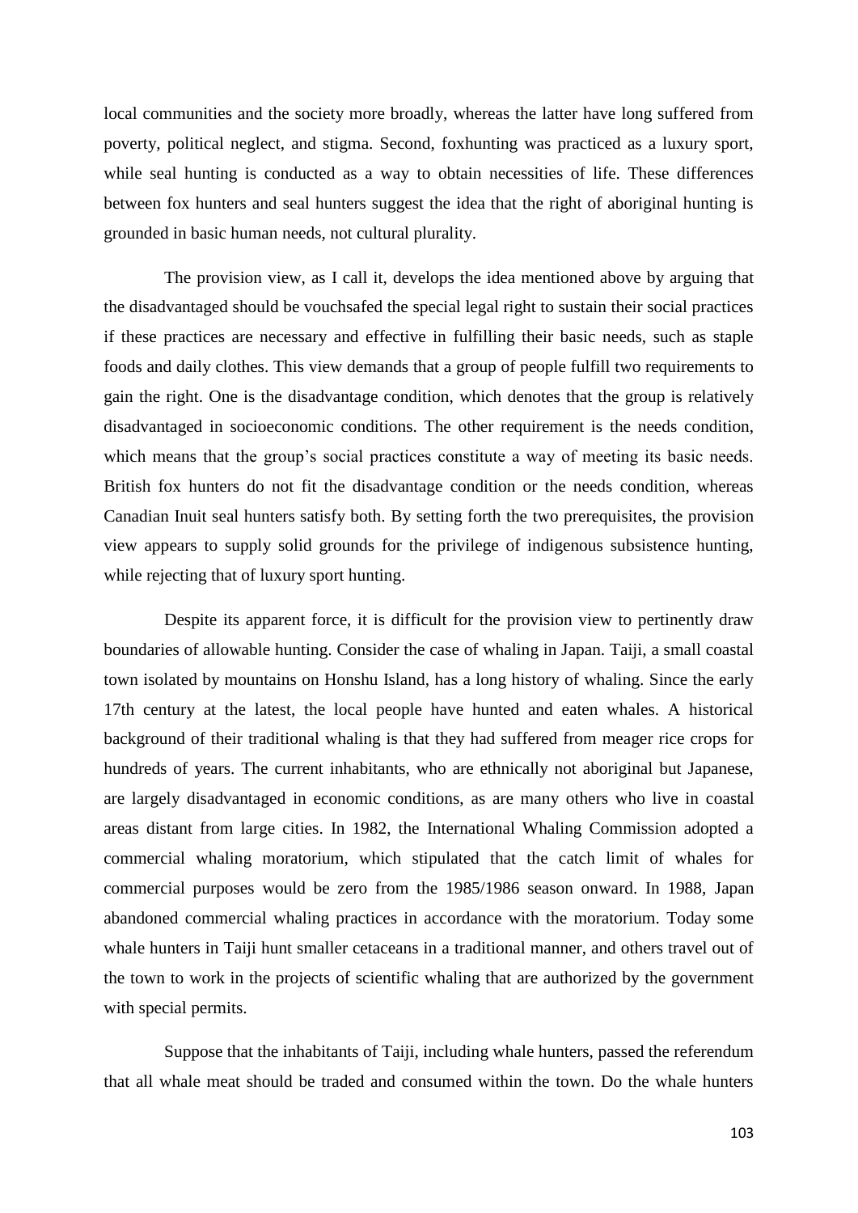local communities and the society more broadly, whereas the latter have long suffered from poverty, political neglect, and stigma. Second, foxhunting was practiced as a luxury sport, while seal hunting is conducted as a way to obtain necessities of life. These differences between fox hunters and seal hunters suggest the idea that the right of aboriginal hunting is grounded in basic human needs, not cultural plurality.

The provision view, as I call it, develops the idea mentioned above by arguing that the disadvantaged should be vouchsafed the special legal right to sustain their social practices if these practices are necessary and effective in fulfilling their basic needs, such as staple foods and daily clothes. This view demands that a group of people fulfill two requirements to gain the right. One is the disadvantage condition, which denotes that the group is relatively disadvantaged in socioeconomic conditions. The other requirement is the needs condition, which means that the group's social practices constitute a way of meeting its basic needs. British fox hunters do not fit the disadvantage condition or the needs condition, whereas Canadian Inuit seal hunters satisfy both. By setting forth the two prerequisites, the provision view appears to supply solid grounds for the privilege of indigenous subsistence hunting, while rejecting that of luxury sport hunting.

Despite its apparent force, it is difficult for the provision view to pertinently draw boundaries of allowable hunting. Consider the case of whaling in Japan. Taiji, a small coastal town isolated by mountains on Honshu Island, has a long history of whaling. Since the early 17th century at the latest, the local people have hunted and eaten whales. A historical background of their traditional whaling is that they had suffered from meager rice crops for hundreds of years. The current inhabitants, who are ethnically not aboriginal but Japanese, are largely disadvantaged in economic conditions, as are many others who live in coastal areas distant from large cities. In 1982, the International Whaling Commission adopted a commercial whaling moratorium, which stipulated that the catch limit of whales for commercial purposes would be zero from the 1985/1986 season onward. In 1988, Japan abandoned commercial whaling practices in accordance with the moratorium. Today some whale hunters in Taiji hunt smaller cetaceans in a traditional manner, and others travel out of the town to work in the projects of scientific whaling that are authorized by the government with special permits.

Suppose that the inhabitants of Taiji, including whale hunters, passed the referendum that all whale meat should be traded and consumed within the town. Do the whale hunters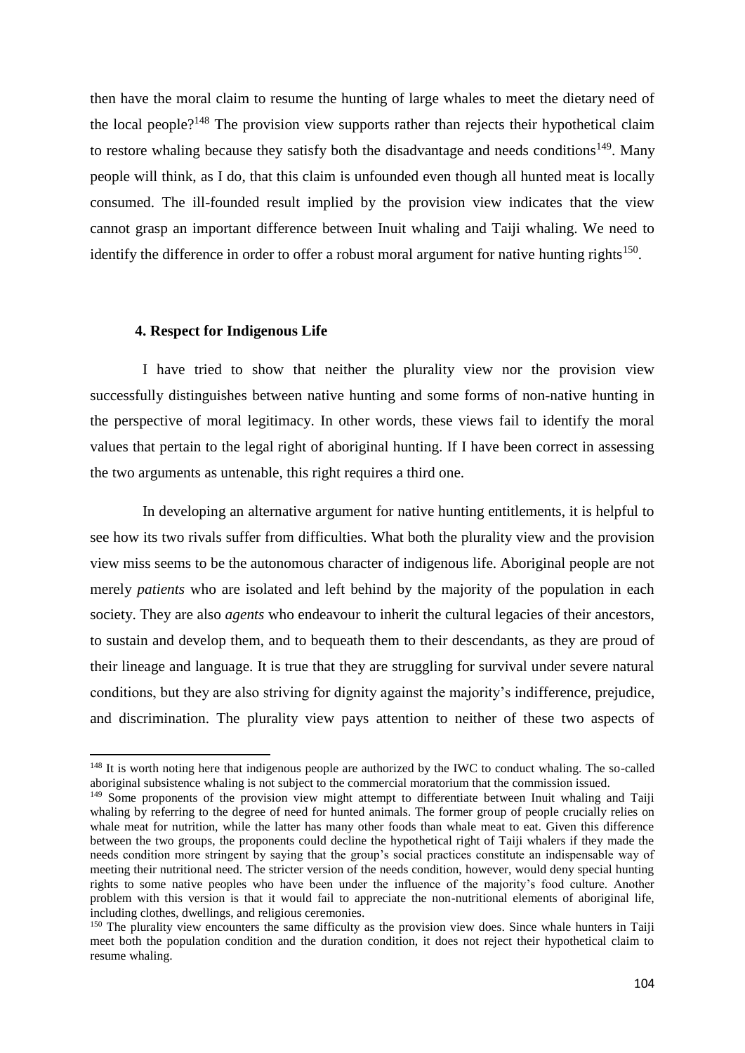then have the moral claim to resume the hunting of large whales to meet the dietary need of the local people?[148] The provision view supports rather than rejects their hypothetical claim to restore whaling because they satisfy both the disadvantage and needs conditions[149]. Many people will think, as I do, that this claim is unfounded even though all hunted meat is locally consumed. The ill-founded result implied by the provision view indicates that the view cannot grasp an important difference between Inuit whaling and Taiji whaling. We need to identify the difference in order to offer a robust moral argument for native hunting rights[150].

### 4. Respect for Indigenous Life

I have tried to show that neither the plurality view nor the provision view successfully distinguishes between native hunting and some forms of non-native hunting in the perspective of moral legitimacy. In other words, these views fail to identify the moral values that pertain to the legal right of aboriginal hunting. If I have been correct in assessing the two arguments as untenable, this right requires a third one.

In developing an alternative argument for native hunting entitlements, it is helpful to see how its two rivals suffer from difficulties. What both the plurality view and the provision view miss seems to be the autonomous character of indigenous life. Aboriginal people are not merely *patients* who are isolated and left behind by the majority of the population in each society. They are also *agents* who endeavour to inherit the cultural legacies of their ancestors, to sustain and develop them, and to bequeath them to their descendants, as they are proud of their lineage and language. It is true that they are struggling for survival under severe natural conditions, but they are also striving for dignity against the majority's indifference, prejudice, and discrimination. The plurality view pays attention to neither of these two aspects of

---

[148] It is worth noting here that indigenous people are authorized by the IWC to conduct whaling. The so-called aboriginal subsistence whaling is not subject to the commercial moratorium that the commission issued.

[149] Some proponents of the provision view might attempt to differentiate between Inuit whaling and Taiji whaling by referring to the degree of need for hunted animals. The former group of people crucially relies on whale meat for nutrition, while the latter has many other foods than whale meat to eat. Given this difference between the two groups, the proponents could decline the hypothetical right of Taiji whalers if they made the needs condition more stringent by saying that the group's social practices constitute an indispensable way of meeting their nutritional need. The stricter version of the needs condition, however, would deny special hunting rights to some native peoples who have been under the influence of the majority's food culture. Another problem with this version is that it would fail to appreciate the non-nutritional elements of aboriginal life, including clothes, dwellings, and religious ceremonies.

[150] The plurality view encounters the same difficulty as the provision view does. Since whale hunters in Taiji meet both the population condition and the duration condition, it does not reject their hypothetical claim to resume whaling.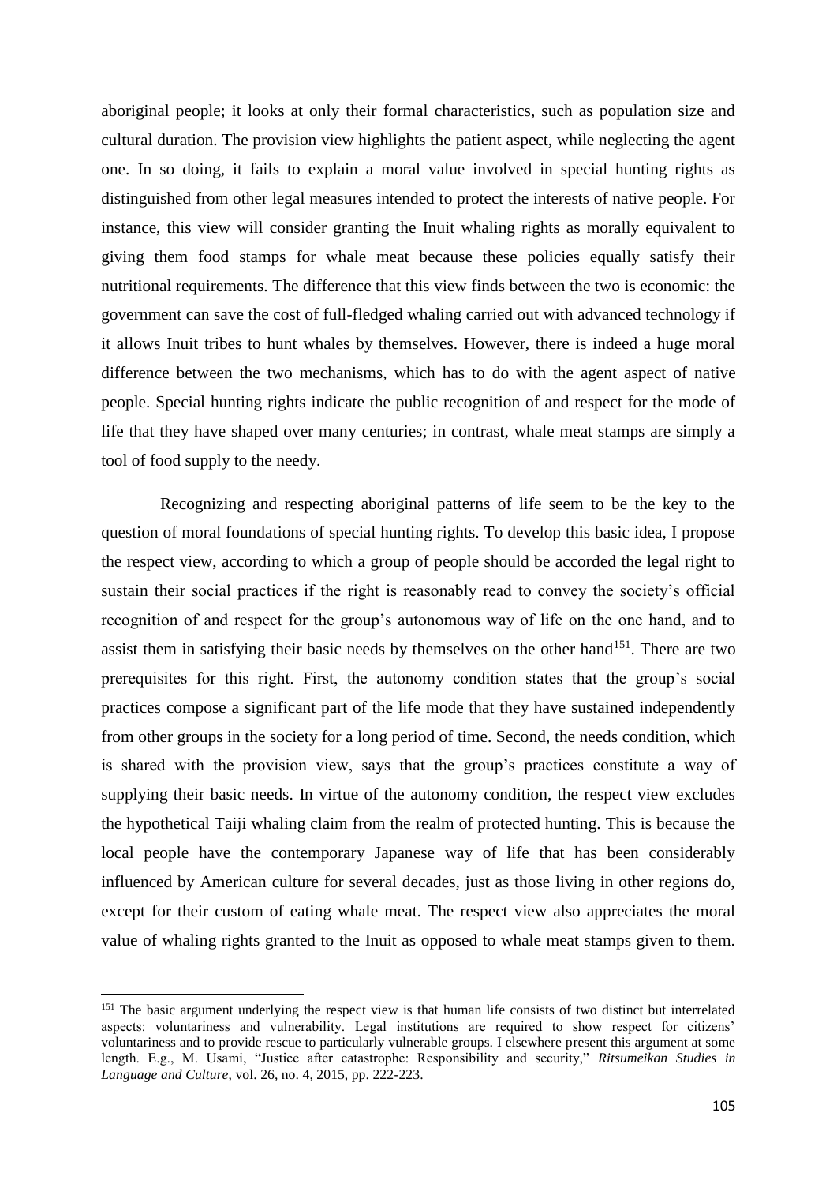aboriginal people; it looks at only their formal characteristics, such as population size and cultural duration. The provision view highlights the patient aspect, while neglecting the agent one. In so doing, it fails to explain a moral value involved in special hunting rights as distinguished from other legal measures intended to protect the interests of native people. For instance, this view will consider granting the Inuit whaling rights as morally equivalent to giving them food stamps for whale meat because these policies equally satisfy their nutritional requirements. The difference that this view finds between the two is economic: the government can save the cost of full-fledged whaling carried out with advanced technology if it allows Inuit tribes to hunt whales by themselves. However, there is indeed a huge moral difference between the two mechanisms, which has to do with the agent aspect of native people. Special hunting rights indicate the public recognition of and respect for the mode of life that they have shaped over many centuries; in contrast, whale meat stamps are simply a tool of food supply to the needy.

Recognizing and respecting aboriginal patterns of life seem to be the key to the question of moral foundations of special hunting rights. To develop this basic idea, I propose the respect view, according to which a group of people should be accorded the legal right to sustain their social practices if the right is reasonably read to convey the society's official recognition of and respect for the group's autonomous way of life on the one hand, and to assist them in satisfying their basic needs by themselves on the other hand[151]. There are two prerequisites for this right. First, the autonomy condition states that the group's social practices compose a significant part of the life mode that they have sustained independently from other groups in the society for a long period of time. Second, the needs condition, which is shared with the provision view, says that the group's practices constitute a way of supplying their basic needs. In virtue of the autonomy condition, the respect view excludes the hypothetical Taiji whaling claim from the realm of protected hunting. This is because the local people have the contemporary Japanese way of life that has been considerably influenced by American culture for several decades, just as those living in other regions do, except for their custom of eating whale meat. The respect view also appreciates the moral value of whaling rights granted to the Inuit as opposed to whale meat stamps given to them.

[151] The basic argument underlying the respect view is that human life consists of two distinct but interrelated aspects: voluntariness and vulnerability. Legal institutions are required to show respect for citizens' voluntariness and to provide rescue to particularly vulnerable groups. I elsewhere present this argument at some length. E.g., M. Usami, "Justice after catastrophe: Responsibility and security," *Ritsumeikan Studies in Language and Culture*, vol. 26, no. 4, 2015, pp. 222-223.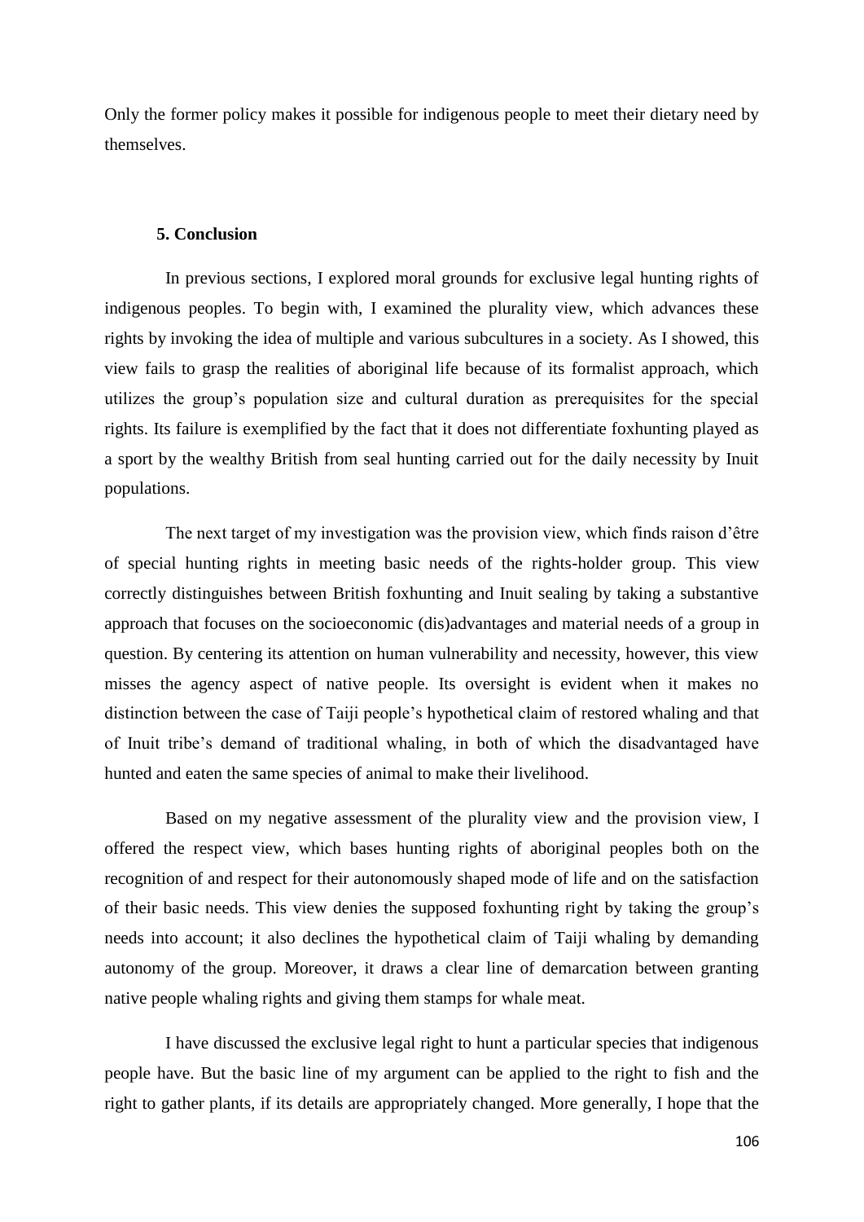Only the former policy makes it possible for indigenous people to meet their dietary need by themselves.

## 5. Conclusion

In previous sections, I explored moral grounds for exclusive legal hunting rights of indigenous peoples. To begin with, I examined the plurality view, which advances these rights by invoking the idea of multiple and various subcultures in a society. As I showed, this view fails to grasp the realities of aboriginal life because of its formalist approach, which utilizes the group's population size and cultural duration as prerequisites for the special rights. Its failure is exemplified by the fact that it does not differentiate foxhunting played as a sport by the wealthy British from seal hunting carried out for the daily necessity by Inuit populations.

The next target of my investigation was the provision view, which finds raison d'être of special hunting rights in meeting basic needs of the rights-holder group. This view correctly distinguishes between British foxhunting and Inuit sealing by taking a substantive approach that focuses on the socioeconomic (dis)advantages and material needs of a group in question. By centering its attention on human vulnerability and necessity, however, this view misses the agency aspect of native people. Its oversight is evident when it makes no distinction between the case of Taiji people's hypothetical claim of restored whaling and that of Inuit tribe's demand of traditional whaling, in both of which the disadvantaged have hunted and eaten the same species of animal to make their livelihood.

Based on my negative assessment of the plurality view and the provision view, I offered the respect view, which bases hunting rights of aboriginal peoples both on the recognition of and respect for their autonomously shaped mode of life and on the satisfaction of their basic needs. This view denies the supposed foxhunting right by taking the group's needs into account; it also declines the hypothetical claim of Taiji whaling by demanding autonomy of the group. Moreover, it draws a clear line of demarcation between granting native people whaling rights and giving them stamps for whale meat.

I have discussed the exclusive legal right to hunt a particular species that indigenous people have. But the basic line of my argument can be applied to the right to fish and the right to gather plants, if its details are appropriately changed. More generally, I hope that the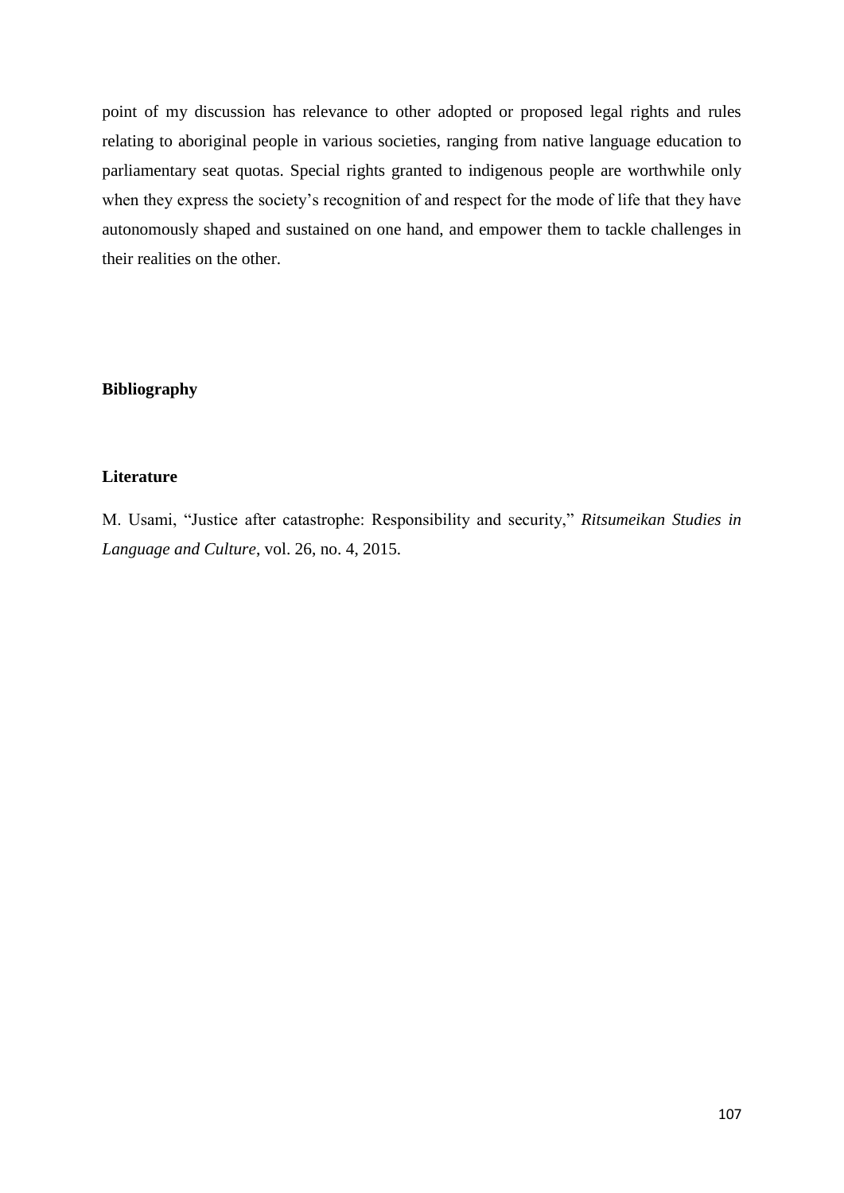point of my discussion has relevance to other adopted or proposed legal rights and rules relating to aboriginal people in various societies, ranging from native language education to parliamentary seat quotas. Special rights granted to indigenous people are worthwhile only when they express the society's recognition of and respect for the mode of life that they have autonomously shaped and sustained on one hand, and empower them to tackle challenges in their realities on the other.

## Bibliography

### Literature

M. Usami, "Justice after catastrophe: Responsibility and security," *Ritsumeikan Studies in Language and Culture*, vol. 26, no. 4, 2015.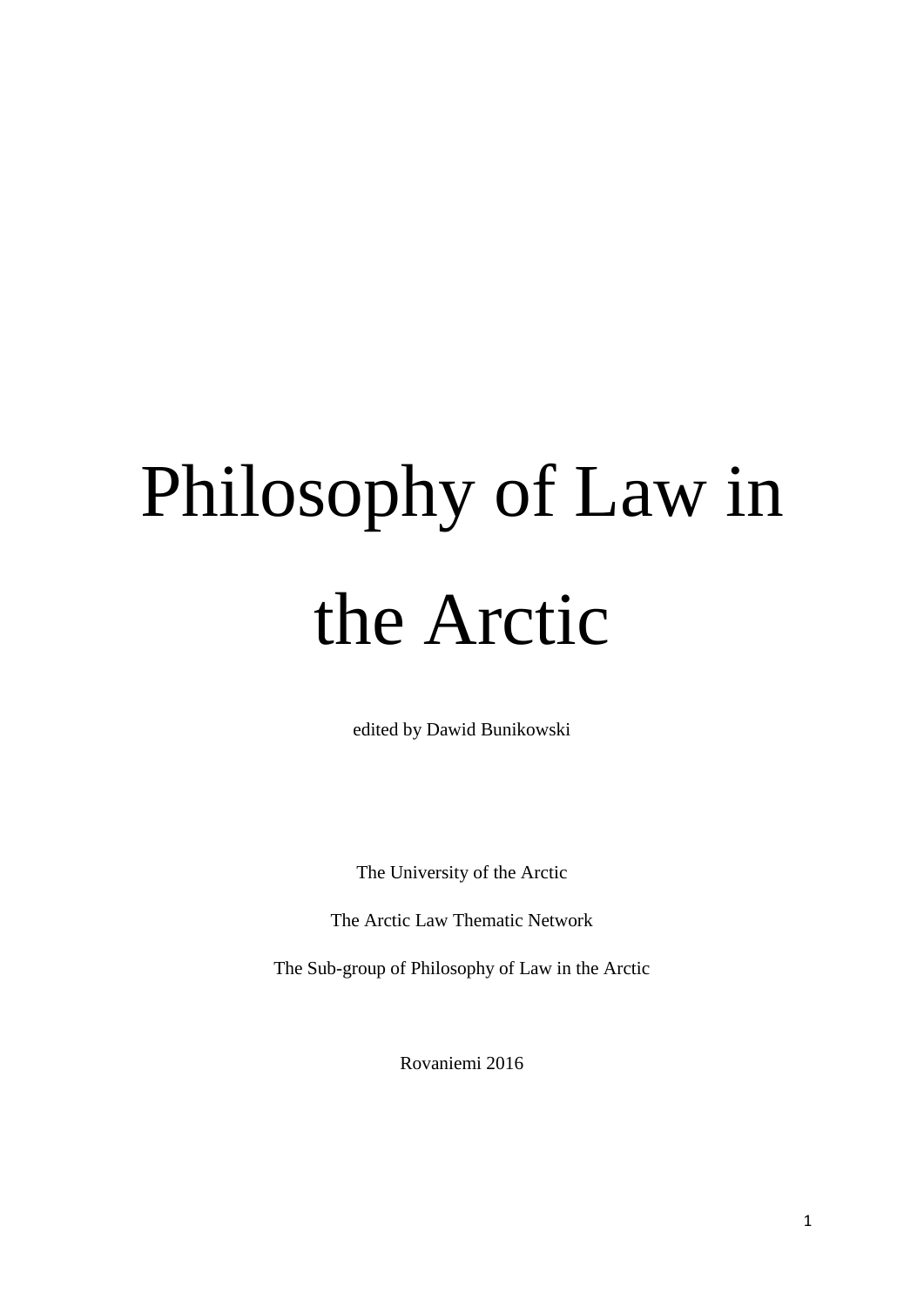# Philosophy of Law in the Arctic

edited by Dawid Bunikowski

The University of the Arctic

The Arctic Law Thematic Network

The Sub-group of Philosophy of Law in the Arctic

Rovaniemi 2016